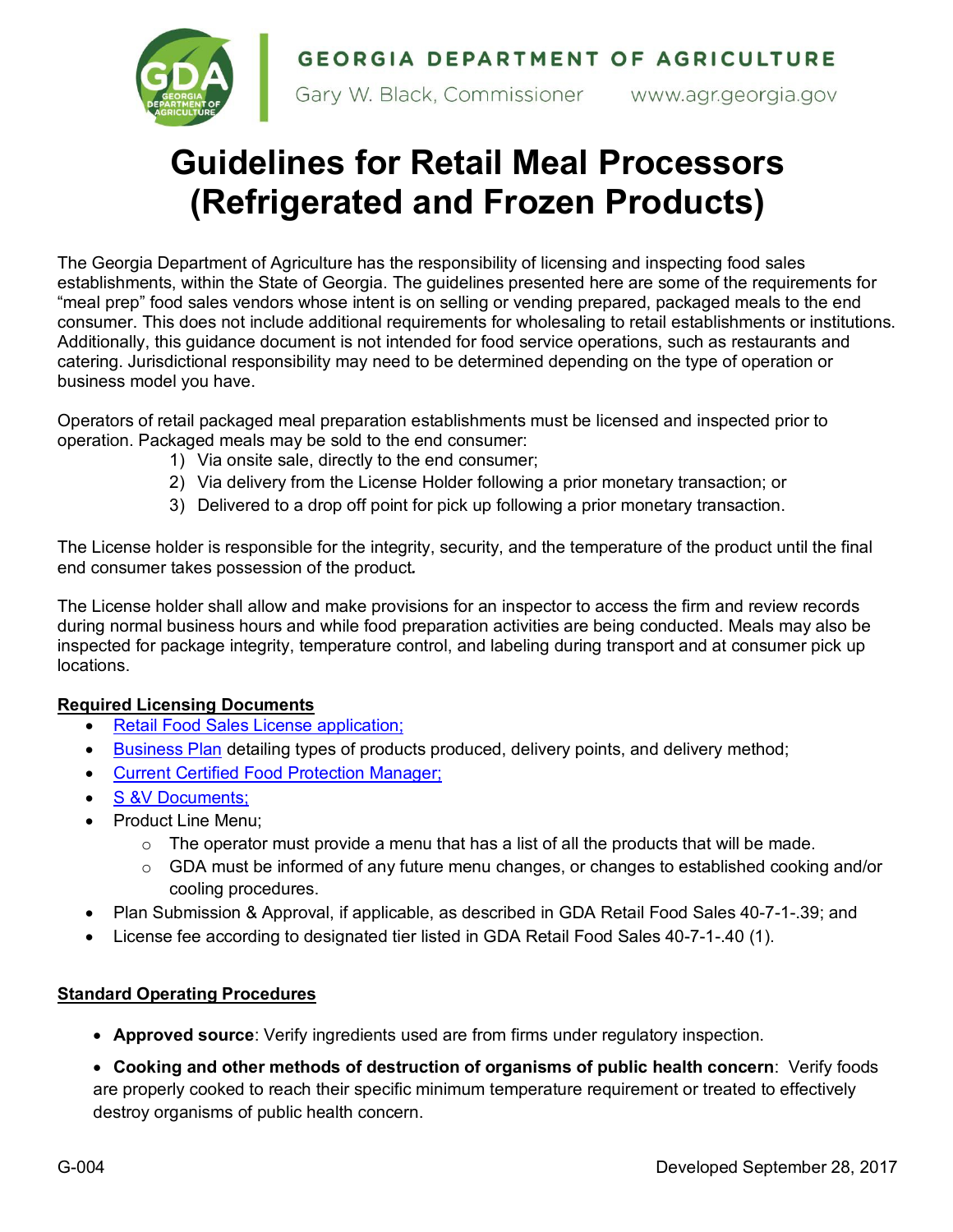GEORGIA DEPARTMENT OF AGRICULTURE

Gary W. Black, Commissioner     www.agr.georgia.gov

# Guidelines for Retail Meal Processors (Refrigerated and Frozen Products)

The Georgia Department of Agriculture has the responsibility of licensing and inspecting food sales establishments, within the State of Georgia. The guidelines presented here are some of the requirements for "meal prep" food sales vendors whose intent is on selling or vending prepared, packaged meals to the end consumer. This does not include additional requirements for wholesaling to retail establishments or institutions. Additionally, this guidance document is not intended for food service operations, such as restaurants and catering. Jurisdictional responsibility may need to be determined depending on the type of operation or business model you have.

Operators of retail packaged meal preparation establishments must be licensed and inspected prior to operation. Packaged meals may be sold to the end consumer:

1) Via onsite sale, directly to the end consumer;
2) Via delivery from the License Holder following a prior monetary transaction; or
3) Delivered to a drop off point for pick up following a prior monetary transaction.

The License holder is responsible for the integrity, security, and the temperature of the product until the final end consumer takes possession of the product.

The License holder shall allow and make provisions for an inspector to access the firm and review records during normal business hours and while food preparation activities are being conducted. Meals may also be inspected for package integrity, temperature control, and labeling during transport and at consumer pick up locations.

## Required Licensing Documents

- Retail Food Sales License application;
- Business Plan detailing types of products produced, delivery points, and delivery method;
- Current Certified Food Protection Manager;
- S &V Documents;
- Product Line Menu;
  - The operator must provide a menu that has a list of all the products that will be made.
  - GDA must be informed of any future menu changes, or changes to established cooking and/or cooling procedures.
- Plan Submission & Approval, if applicable, as described in GDA Retail Food Sales 40-7-1-.39; and
- License fee according to designated tier listed in GDA Retail Food Sales 40-7-1-.40 (1).

## Standard Operating Procedures

- **Approved source**: Verify ingredients used are from firms under regulatory inspection.
- **Cooking and other methods of destruction of organisms of public health concern**: Verify foods are properly cooked to reach their specific minimum temperature requirement or treated to effectively destroy organisms of public health concern.

G-004     Developed September 28, 2017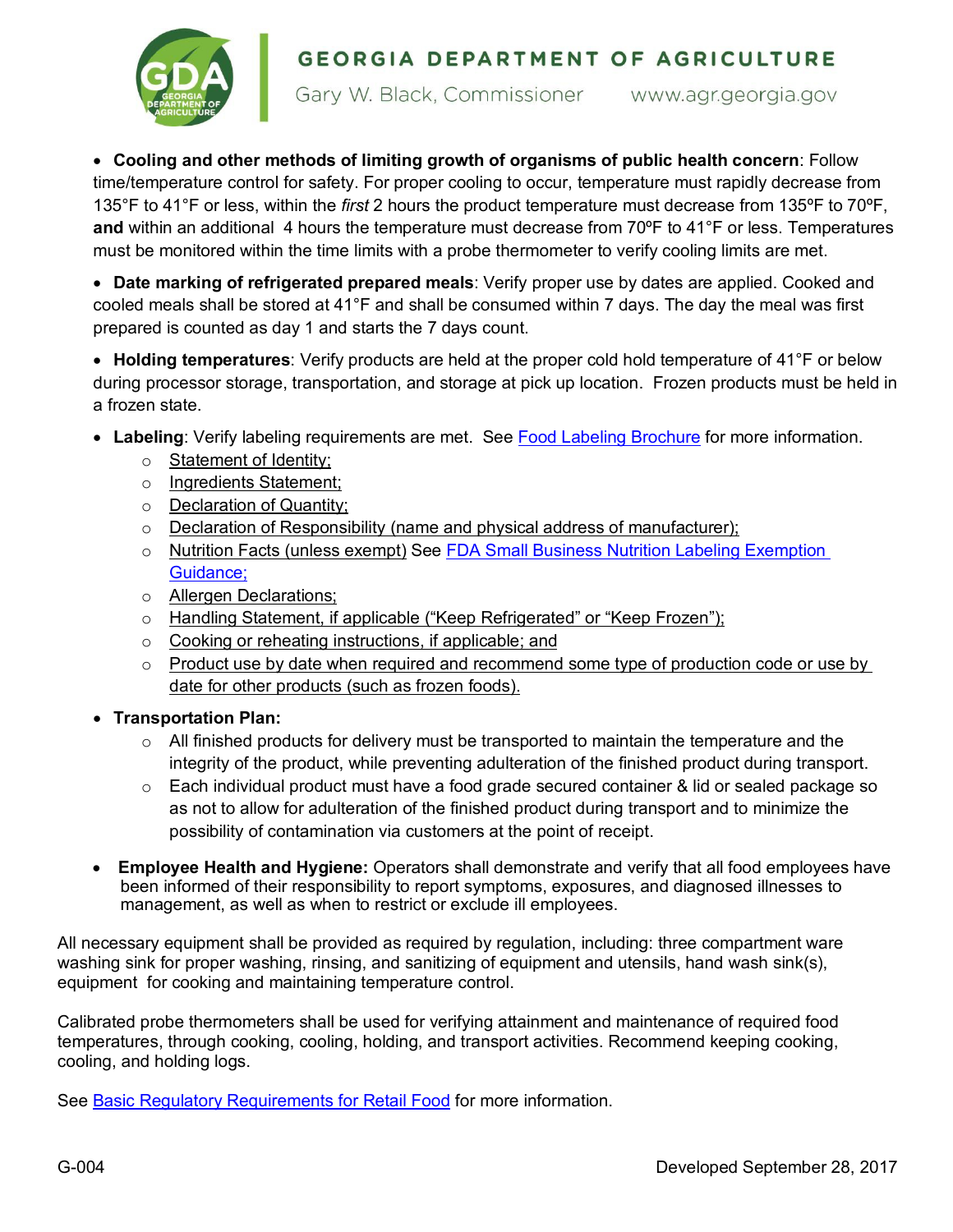- **Cooling and other methods of limiting growth of organisms of public health concern**: Follow time/temperature control for safety. For proper cooling to occur, temperature must rapidly decrease from 135°F to 41°F or less, within the *first* 2 hours the product temperature must decrease from 135ºF to 70ºF, **and** within an additional 4 hours the temperature must decrease from 70ºF to 41°F or less. Temperatures must be monitored within the time limits with a probe thermometer to verify cooling limits are met.

- **Date marking of refrigerated prepared meals**: Verify proper use by dates are applied. Cooked and cooled meals shall be stored at 41°F and shall be consumed within 7 days. The day the meal was first prepared is counted as day 1 and starts the 7 days count.

- **Holding temperatures**: Verify products are held at the proper cold hold temperature of 41°F or below during processor storage, transportation, and storage at pick up location. Frozen products must be held in a frozen state.

- **Labeling**: Verify labeling requirements are met. See [Food Labeling Brochure] for more information.
  - Statement of Identity;
  - Ingredients Statement;
  - Declaration of Quantity;
  - Declaration of Responsibility (name and physical address of manufacturer);
  - Nutrition Facts (unless exempt) See [FDA Small Business Nutrition Labeling Exemption Guidance;]
  - Allergen Declarations;
  - Handling Statement, if applicable ("Keep Refrigerated" or "Keep Frozen");
  - Cooking or reheating instructions, if applicable; and
  - Product use by date when required and recommend some type of production code or use by date for other products (such as frozen foods).

- **Transportation Plan:**
  - All finished products for delivery must be transported to maintain the temperature and the integrity of the product, while preventing adulteration of the finished product during transport.
  - Each individual product must have a food grade secured container & lid or sealed package so as not to allow for adulteration of the finished product during transport and to minimize the possibility of contamination via customers at the point of receipt.

- **Employee Health and Hygiene:** Operators shall demonstrate and verify that all food employees have been informed of their responsibility to report symptoms, exposures, and diagnosed illnesses to management, as well as when to restrict or exclude ill employees.

All necessary equipment shall be provided as required by regulation, including: three compartment ware washing sink for proper washing, rinsing, and sanitizing of equipment and utensils, hand wash sink(s), equipment for cooking and maintaining temperature control.

Calibrated probe thermometers shall be used for verifying attainment and maintenance of required food temperatures, through cooking, cooling, holding, and transport activities. Recommend keeping cooking, cooling, and holding logs.

See [Basic Regulatory Requirements for Retail Food] for more information.

G-004 Developed September 28, 2017